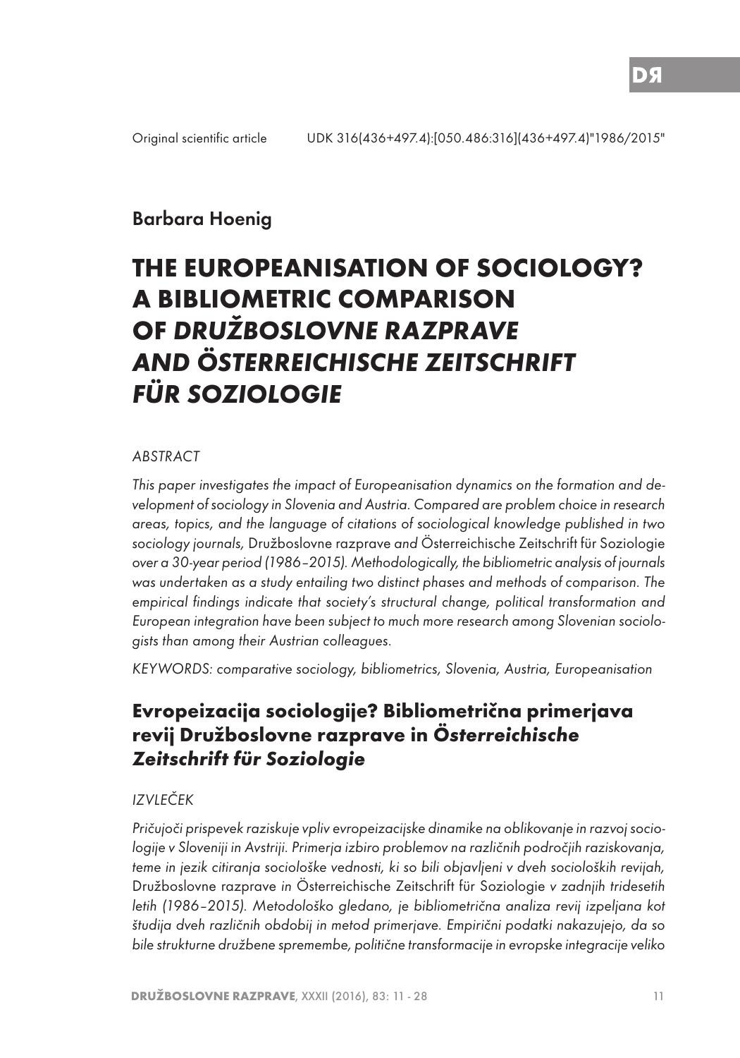Original scientific article UDK 316(436+497.4):[050.486:316](436+497.4)"1986/2015"

Barbara Hoenig

# THE EUROPEANISATION OF SOCIOLOGY? A BIBLIOMETRIC COMPARISON OF *DRUŽBOSLOVNE RAZPRAVE* *AND ÖSTERREICHISCHE ZEITSCHRIFT FÜR SOZIOLOGIE*

*ABSTRACT*

*This paper investigates the impact of Europeanisation dynamics on the formation and development of sociology in Slovenia and Austria. Compared are problem choice in research areas, topics, and the language of citations of sociological knowledge published in two sociology journals,* Družboslovne razprave *and* Österreichische Zeitschrift für Soziologie *over a 30-year period (1986–2015). Methodologically, the bibliometric analysis of journals was undertaken as a study entailing two distinct phases and methods of comparison. The empirical findings indicate that society's structural change, political transformation and European integration have been subject to much more research among Slovenian sociologists than among their Austrian colleagues.*

*KEYWORDS: comparative sociology, bibliometrics, Slovenia, Austria, Europeanisation*

## Evropeizacija sociologije? Bibliometrična primerjava revij Družboslovne razprave in Ö*sterreichische Zeitschrift für Soziologie*

*IZVLEČEK*

*Pričujoči prispevek raziskuje vpliv evropeizacijske dinamike na oblikovanje in razvoj sociologije v Sloveniji in Avstriji. Primerja izbiro problemov na različnih področjih raziskovanja, teme in jezik citiranja sociološke vednosti, ki so bili objavljeni v dveh socioloških revijah,* Družboslovne razprave *in* Österreichische Zeitschrift für Soziologie *v zadnjih tridesetih letih (1986–2015). Metodološko gledano, je bibliometrična analiza revij izpeljana kot študija dveh različnih obdobij in metod primerjave. Empirični podatki nakazujejo, da so bile strukturne družbene spremembe, politične transformacije in evropske integracije veliko*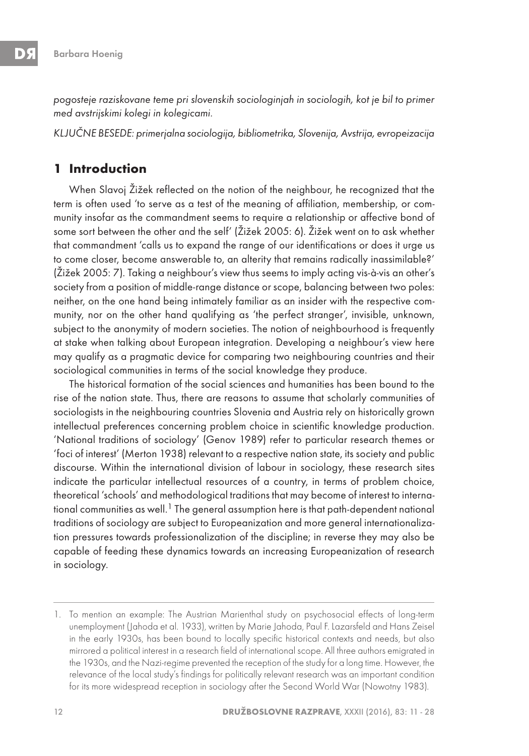*pogosteje raziskovane teme pri slovenskih sociologinjah in sociologih, kot je bil to primer med avstrijskimi kolegi in kolegicami.*

*KLJUČNE BESEDE: primerjalna sociologija, bibliometrika, Slovenija, Avstrija, evropeizacija*

## 1 Introduction

When Slavoj Žižek reflected on the notion of the neighbour, he recognized that the term is often used 'to serve as a test of the meaning of affiliation, membership, or community insofar as the commandment seems to require a relationship or affective bond of some sort between the other and the self' (Žižek 2005: 6). Žižek went on to ask whether that commandment 'calls us to expand the range of our identifications or does it urge us to come closer, become answerable to, an alterity that remains radically inassimilable?' (Žižek 2005: 7). Taking a neighbour's view thus seems to imply acting vis-à-vis an other's society from a position of middle-range distance or scope, balancing between two poles: neither, on the one hand being intimately familiar as an insider with the respective community, nor on the other hand qualifying as 'the perfect stranger', invisible, unknown, subject to the anonymity of modern societies. The notion of neighbourhood is frequently at stake when talking about European integration. Developing a neighbour's view here may qualify as a pragmatic device for comparing two neighbouring countries and their sociological communities in terms of the social knowledge they produce.

The historical formation of the social sciences and humanities has been bound to the rise of the nation state. Thus, there are reasons to assume that scholarly communities of sociologists in the neighbouring countries Slovenia and Austria rely on historically grown intellectual preferences concerning problem choice in scientific knowledge production. 'National traditions of sociology' (Genov 1989) refer to particular research themes or 'foci of interest' (Merton 1938) relevant to a respective nation state, its society and public discourse. Within the international division of labour in sociology, these research sites indicate the particular intellectual resources of a country, in terms of problem choice, theoretical 'schools' and methodological traditions that may become of interest to international communities as well.[1] The general assumption here is that path-dependent national traditions of sociology are subject to Europeanization and more general internationalization pressures towards professionalization of the discipline; in reverse they may also be capable of feeding these dynamics towards an increasing Europeanization of research in sociology.

---

1. To mention an example: The Austrian Marienthal study on psychosocial effects of long-term unemployment (Jahoda et al. 1933), written by Marie Jahoda, Paul F. Lazarsfeld and Hans Zeisel in the early 1930s, has been bound to locally specific historical contexts and needs, but also mirrored a political interest in a research field of international scope. All three authors emigrated in the 1930s, and the Nazi-regime prevented the reception of the study for a long time. However, the relevance of the local study's findings for politically relevant research was an important condition for its more widespread reception in sociology after the Second World War (Nowotny 1983).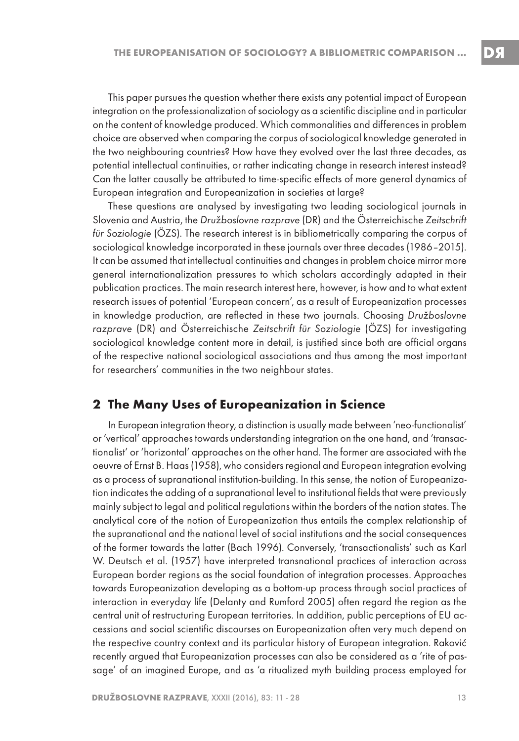This paper pursues the question whether there exists any potential impact of European integration on the professionalization of sociology as a scientific discipline and in particular on the content of knowledge produced. Which commonalities and differences in problem choice are observed when comparing the corpus of sociological knowledge generated in the two neighbouring countries? How have they evolved over the last three decades, as potential intellectual continuities, or rather indicating change in research interest instead? Can the latter causally be attributed to time-specific effects of more general dynamics of European integration and Europeanization in societies at large?

These questions are analysed by investigating two leading sociological journals in Slovenia and Austria, the *Družboslovne razprave* (DR) and the Österreichische *Zeitschrift für Soziologie* (ÖZS). The research interest is in bibliometrically comparing the corpus of sociological knowledge incorporated in these journals over three decades (1986–2015). It can be assumed that intellectual continuities and changes in problem choice mirror more general internationalization pressures to which scholars accordingly adapted in their publication practices. The main research interest here, however, is how and to what extent research issues of potential 'European concern', as a result of Europeanization processes in knowledge production, are reflected in these two journals. Choosing *Družboslovne razprave* (DR) and Österreichische *Zeitschrift für Soziologie* (ÖZS) for investigating sociological knowledge content more in detail, is justified since both are official organs of the respective national sociological associations and thus among the most important for researchers' communities in the two neighbour states.

## 2 The Many Uses of Europeanization in Science

In European integration theory, a distinction is usually made between 'neo-functionalist' or 'vertical' approaches towards understanding integration on the one hand, and 'transactionalist' or 'horizontal' approaches on the other hand. The former are associated with the oeuvre of Ernst B. Haas (1958), who considers regional and European integration evolving as a process of supranational institution-building. In this sense, the notion of Europeanization indicates the adding of a supranational level to institutional fields that were previously mainly subject to legal and political regulations within the borders of the nation states. The analytical core of the notion of Europeanization thus entails the complex relationship of the supranational and the national level of social institutions and the social consequences of the former towards the latter (Bach 1996). Conversely, 'transactionalists' such as Karl W. Deutsch et al. (1957) have interpreted transnational practices of interaction across European border regions as the social foundation of integration processes. Approaches towards Europeanization developing as a bottom-up process through social practices of interaction in everyday life (Delanty and Rumford 2005) often regard the region as the central unit of restructuring European territories. In addition, public perceptions of EU accessions and social scientific discourses on Europeanization often very much depend on the respective country context and its particular history of European integration. Raković recently argued that Europeanization processes can also be considered as a 'rite of passage' of an imagined Europe, and as 'a ritualized myth building process employed for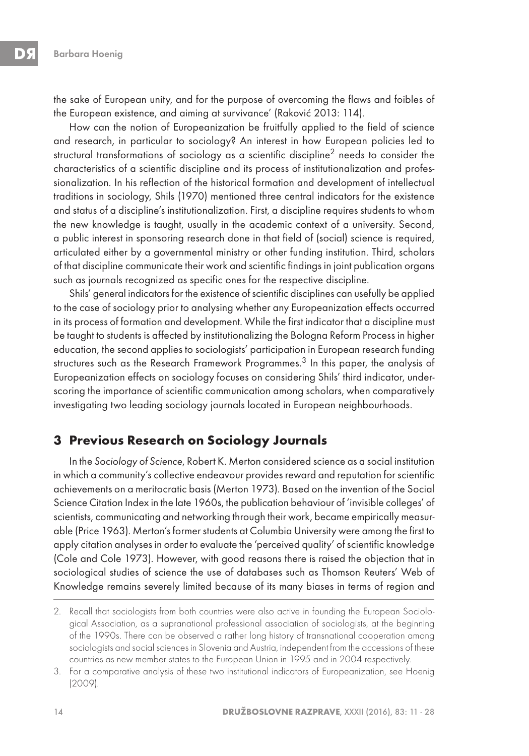the sake of European unity, and for the purpose of overcoming the flaws and foibles of the European existence, and aiming at survivance' (Raković 2013: 114).

How can the notion of Europeanization be fruitfully applied to the field of science and research, in particular to sociology? An interest in how European policies led to structural transformations of sociology as a scientific discipline[2] needs to consider the characteristics of a scientific discipline and its process of institutionalization and professionalization. In his reflection of the historical formation and development of intellectual traditions in sociology, Shils (1970) mentioned three central indicators for the existence and status of a discipline's institutionalization. First, a discipline requires students to whom the new knowledge is taught, usually in the academic context of a university. Second, a public interest in sponsoring research done in that field of (social) science is required, articulated either by a governmental ministry or other funding institution. Third, scholars of that discipline communicate their work and scientific findings in joint publication organs such as journals recognized as specific ones for the respective discipline.

Shils' general indicators for the existence of scientific disciplines can usefully be applied to the case of sociology prior to analysing whether any Europeanization effects occurred in its process of formation and development. While the first indicator that a discipline must be taught to students is affected by institutionalizing the Bologna Reform Process in higher education, the second applies to sociologists' participation in European research funding structures such as the Research Framework Programmes.[3] In this paper, the analysis of Europeanization effects on sociology focuses on considering Shils' third indicator, underscoring the importance of scientific communication among scholars, when comparatively investigating two leading sociology journals located in European neighbourhoods.

## 3 Previous Research on Sociology Journals

In the *Sociology of Science*, Robert K. Merton considered science as a social institution in which a community's collective endeavour provides reward and reputation for scientific achievements on a meritocratic basis (Merton 1973). Based on the invention of the Social Science Citation Index in the late 1960s, the publication behaviour of 'invisible colleges' of scientists, communicating and networking through their work, became empirically measurable (Price 1963). Merton's former students at Columbia University were among the first to apply citation analyses in order to evaluate the 'perceived quality' of scientific knowledge (Cole and Cole 1973). However, with good reasons there is raised the objection that in sociological studies of science the use of databases such as Thomson Reuters' Web of Knowledge remains severely limited because of its many biases in terms of region and

---

2. Recall that sociologists from both countries were also active in founding the European Sociological Association, as a supranational professional association of sociologists, at the beginning of the 1990s. There can be observed a rather long history of transnational cooperation among sociologists and social sciences in Slovenia and Austria, independent from the accessions of these countries as new member states to the European Union in 1995 and in 2004 respectively.

3. For a comparative analysis of these two institutional indicators of Europeanization, see Hoenig (2009).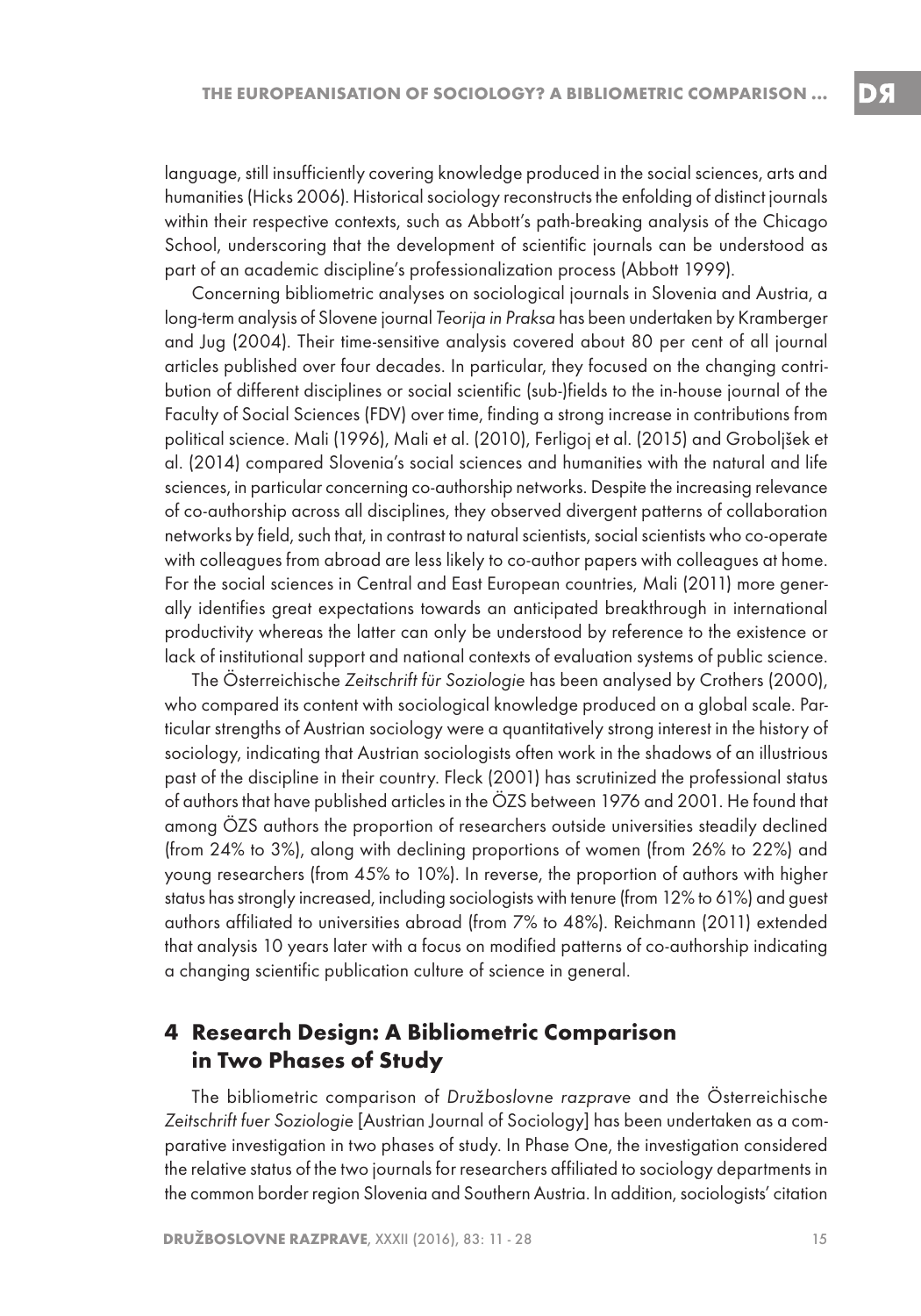language, still insufficiently covering knowledge produced in the social sciences, arts and humanities (Hicks 2006). Historical sociology reconstructs the enfolding of distinct journals within their respective contexts, such as Abbott's path-breaking analysis of the Chicago School, underscoring that the development of scientific journals can be understood as part of an academic discipline's professionalization process (Abbott 1999).

Concerning bibliometric analyses on sociological journals in Slovenia and Austria, a long-term analysis of Slovene journal *Teorija in Praksa* has been undertaken by Kramberger and Jug (2004). Their time-sensitive analysis covered about 80 per cent of all journal articles published over four decades. In particular, they focused on the changing contribution of different disciplines or social scientific (sub-)fields to the in-house journal of the Faculty of Social Sciences (FDV) over time, finding a strong increase in contributions from political science. Mali (1996), Mali et al. (2010), Ferligoj et al. (2015) and Groboljšek et al. (2014) compared Slovenia's social sciences and humanities with the natural and life sciences, in particular concerning co-authorship networks. Despite the increasing relevance of co-authorship across all disciplines, they observed divergent patterns of collaboration networks by field, such that, in contrast to natural scientists, social scientists who co-operate with colleagues from abroad are less likely to co-author papers with colleagues at home. For the social sciences in Central and East European countries, Mali (2011) more generally identifies great expectations towards an anticipated breakthrough in international productivity whereas the latter can only be understood by reference to the existence or lack of institutional support and national contexts of evaluation systems of public science.

The Österreichische *Zeitschrift für Soziologie* has been analysed by Crothers (2000), who compared its content with sociological knowledge produced on a global scale. Particular strengths of Austrian sociology were a quantitatively strong interest in the history of sociology, indicating that Austrian sociologists often work in the shadows of an illustrious past of the discipline in their country. Fleck (2001) has scrutinized the professional status of authors that have published articles in the ÖZS between 1976 and 2001. He found that among ÖZS authors the proportion of researchers outside universities steadily declined (from 24% to 3%), along with declining proportions of women (from 26% to 22%) and young researchers (from 45% to 10%). In reverse, the proportion of authors with higher status has strongly increased, including sociologists with tenure (from 12% to 61%) and guest authors affiliated to universities abroad (from 7% to 48%). Reichmann (2011) extended that analysis 10 years later with a focus on modified patterns of co-authorship indicating a changing scientific publication culture of science in general.

## 4 Research Design: A Bibliometric Comparison in Two Phases of Study

The bibliometric comparison of *Družboslovne razprave* and the Österreichische *Zeitschrift fuer Soziologie* [Austrian Journal of Sociology] has been undertaken as a comparative investigation in two phases of study. In Phase One, the investigation considered the relative status of the two journals for researchers affiliated to sociology departments in the common border region Slovenia and Southern Austria. In addition, sociologists' citation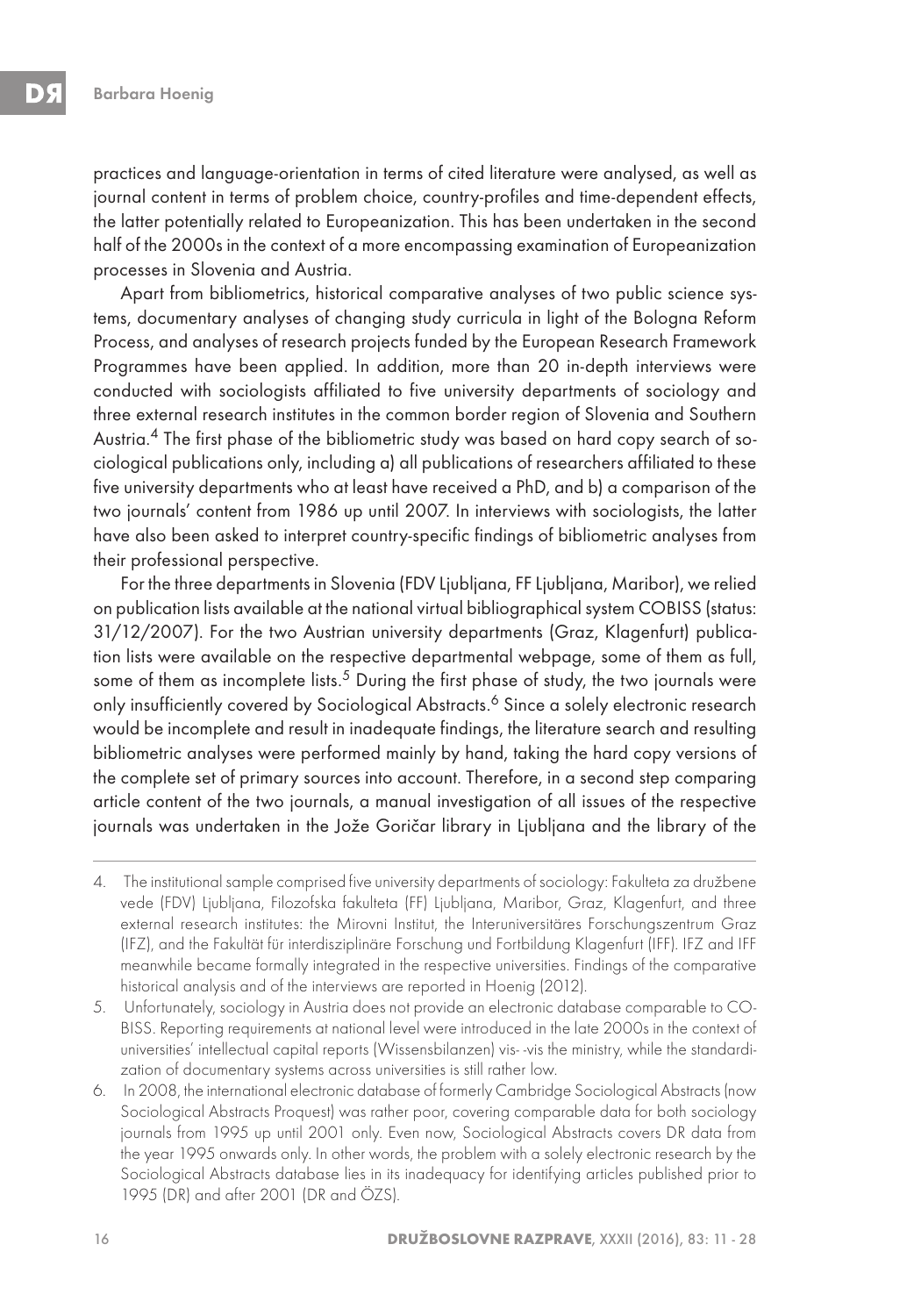practices and language-orientation in terms of cited literature were analysed, as well as journal content in terms of problem choice, country-profiles and time-dependent effects, the latter potentially related to Europeanization. This has been undertaken in the second half of the 2000s in the context of a more encompassing examination of Europeanization processes in Slovenia and Austria.

Apart from bibliometrics, historical comparative analyses of two public science systems, documentary analyses of changing study curricula in light of the Bologna Reform Process, and analyses of research projects funded by the European Research Framework Programmes have been applied. In addition, more than 20 in-depth interviews were conducted with sociologists affiliated to five university departments of sociology and three external research institutes in the common border region of Slovenia and Southern Austria.[4] The first phase of the bibliometric study was based on hard copy search of sociological publications only, including a) all publications of researchers affiliated to these five university departments who at least have received a PhD, and b) a comparison of the two journals' content from 1986 up until 2007. In interviews with sociologists, the latter have also been asked to interpret country-specific findings of bibliometric analyses from their professional perspective.

For the three departments in Slovenia (FDV Ljubljana, FF Ljubljana, Maribor), we relied on publication lists available at the national virtual bibliographical system COBISS (status: 31/12/2007). For the two Austrian university departments (Graz, Klagenfurt) publication lists were available on the respective departmental webpage, some of them as full, some of them as incomplete lists.[5] During the first phase of study, the two journals were only insufficiently covered by Sociological Abstracts.[6] Since a solely electronic research would be incomplete and result in inadequate findings, the literature search and resulting bibliometric analyses were performed mainly by hand, taking the hard copy versions of the complete set of primary sources into account. Therefore, in a second step comparing article content of the two journals, a manual investigation of all issues of the respective journals was undertaken in the Jože Goričar library in Ljubljana and the library of the

---

4. The institutional sample comprised five university departments of sociology: Fakulteta za družbene vede (FDV) Ljubljana, Filozofska fakulteta (FF) Ljubljana, Maribor, Graz, Klagenfurt, and three external research institutes: the Mirovni Institut, the Interuniversitäres Forschungszentrum Graz (IFZ), and the Fakultät für interdisziplinäre Forschung und Fortbildung Klagenfurt (IFF). IFZ and IFF meanwhile became formally integrated in the respective universities. Findings of the comparative historical analysis and of the interviews are reported in Hoenig (2012).
5. Unfortunately, sociology in Austria does not provide an electronic database comparable to COBISS. Reporting requirements at national level were introduced in the late 2000s in the context of universities' intellectual capital reports (Wissensbilanzen) vis- -vis the ministry, while the standardization of documentary systems across universities is still rather low.
6. In 2008, the international electronic database of formerly Cambridge Sociological Abstracts (now Sociological Abstracts Proquest) was rather poor, covering comparable data for both sociology journals from 1995 up until 2001 only. Even now, Sociological Abstracts covers DR data from the year 1995 onwards only. In other words, the problem with a solely electronic research by the Sociological Abstracts database lies in its inadequacy for identifying articles published prior to 1995 (DR) and after 2001 (DR and ÖZS).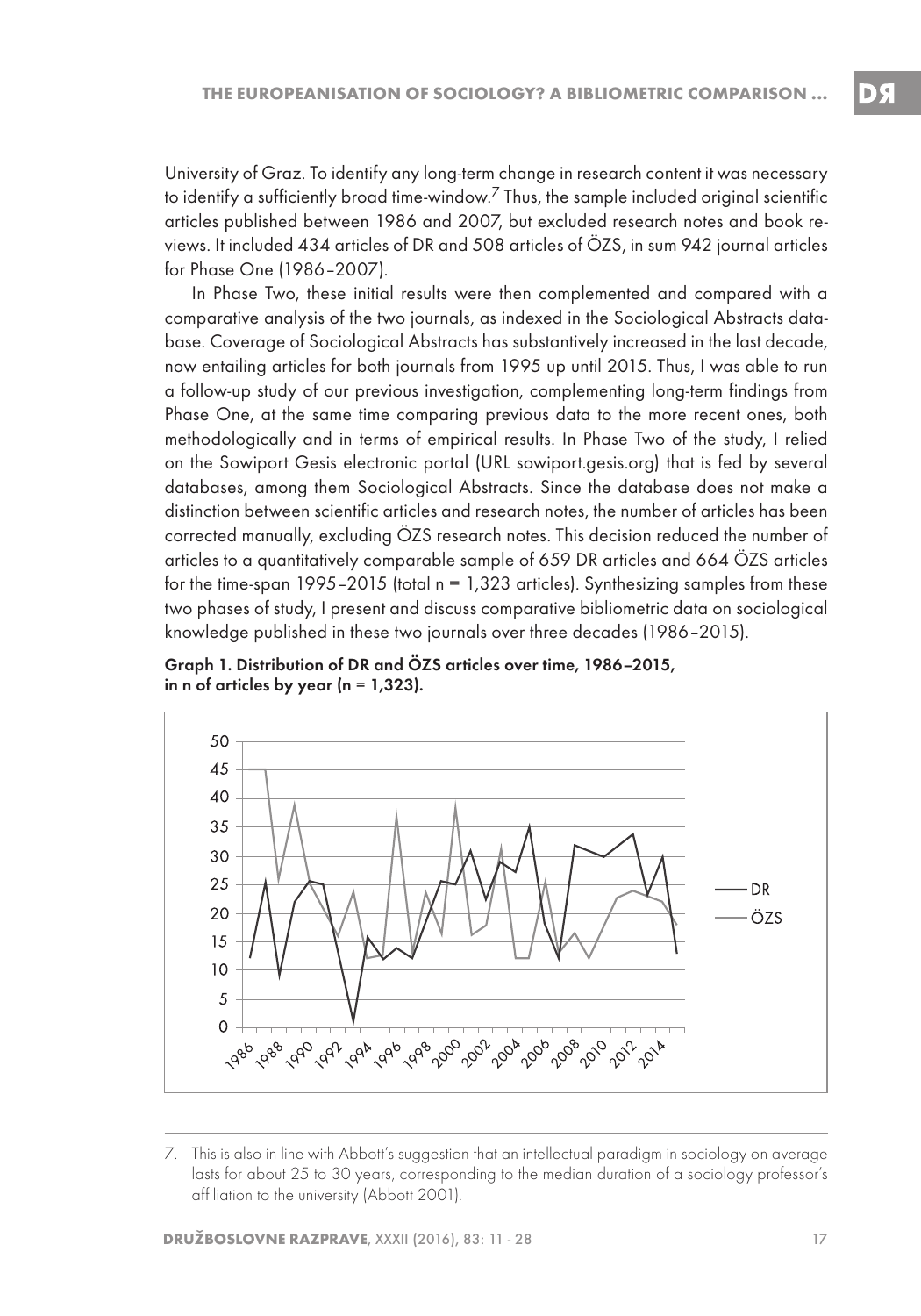University of Graz. To identify any long-term change in research content it was necessary to identify a sufficiently broad time-window.[7] Thus, the sample included original scientific articles published between 1986 and 2007, but excluded research notes and book reviews. It included 434 articles of DR and 508 articles of ÖZS, in sum 942 journal articles for Phase One (1986–2007).

In Phase Two, these initial results were then complemented and compared with a comparative analysis of the two journals, as indexed in the Sociological Abstracts database. Coverage of Sociological Abstracts has substantively increased in the last decade, now entailing articles for both journals from 1995 up until 2015. Thus, I was able to run a follow-up study of our previous investigation, complementing long-term findings from Phase One, at the same time comparing previous data to the more recent ones, both methodologically and in terms of empirical results. In Phase Two of the study, I relied on the Sowiport Gesis electronic portal (URL sowiport.gesis.org) that is fed by several databases, among them Sociological Abstracts. Since the database does not make a distinction between scientific articles and research notes, the number of articles has been corrected manually, excluding ÖZS research notes. This decision reduced the number of articles to a quantitatively comparable sample of 659 DR articles and 664 ÖZS articles for the time-span 1995–2015 (total n = 1,323 articles). Synthesizing samples from these two phases of study, I present and discuss comparative bibliometric data on sociological knowledge published in these two journals over three decades (1986–2015).

**Graph 1. Distribution of DR and ÖZS articles over time, 1986–2015, in n of articles by year (n = 1,323).**

7. This is also in line with Abbott's suggestion that an intellectual paradigm in sociology on average lasts for about 25 to 30 years, corresponding to the median duration of a sociology professor's affiliation to the university (Abbott 2001).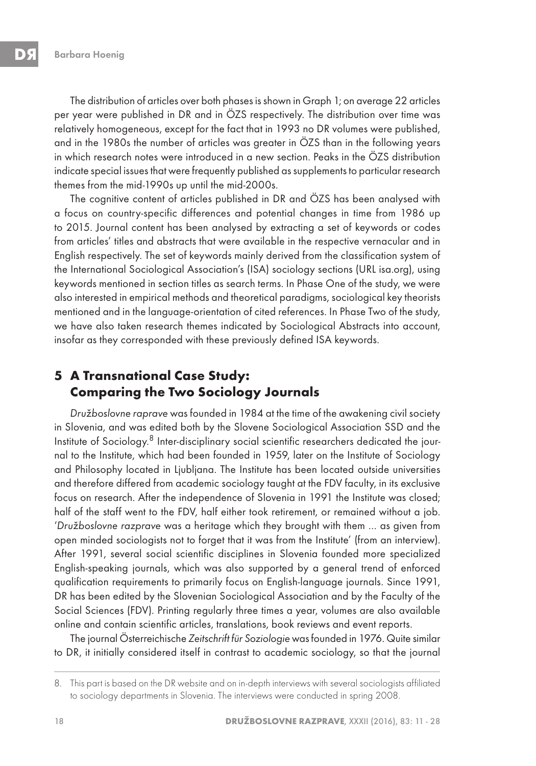The distribution of articles over both phases is shown in Graph 1; on average 22 articles per year were published in DR and in ÖZS respectively. The distribution over time was relatively homogeneous, except for the fact that in 1993 no DR volumes were published, and in the 1980s the number of articles was greater in ÖZS than in the following years in which research notes were introduced in a new section. Peaks in the ÖZS distribution indicate special issues that were frequently published as supplements to particular research themes from the mid-1990s up until the mid-2000s.

The cognitive content of articles published in DR and ÖZS has been analysed with a focus on country-specific differences and potential changes in time from 1986 up to 2015. Journal content has been analysed by extracting a set of keywords or codes from articles' titles and abstracts that were available in the respective vernacular and in English respectively. The set of keywords mainly derived from the classification system of the International Sociological Association's (ISA) sociology sections (URL isa.org), using keywords mentioned in section titles as search terms. In Phase One of the study, we were also interested in empirical methods and theoretical paradigms, sociological key theorists mentioned and in the language-orientation of cited references. In Phase Two of the study, we have also taken research themes indicated by Sociological Abstracts into account, insofar as they corresponded with these previously defined ISA keywords.

## 5 A Transnational Case Study: Comparing the Two Sociology Journals

*Družboslovne raprave* was founded in 1984 at the time of the awakening civil society in Slovenia, and was edited both by the Slovene Sociological Association SSD and the Institute of Sociology.[8] Inter-disciplinary social scientific researchers dedicated the journal to the Institute, which had been founded in 1959, later on the Institute of Sociology and Philosophy located in Ljubljana. The Institute has been located outside universities and therefore differed from academic sociology taught at the FDV faculty, in its exclusive focus on research. After the independence of Slovenia in 1991 the Institute was closed; half of the staff went to the FDV, half either took retirement, or remained without a job. '*Družboslovne razprave* was a heritage which they brought with them ... as given from open minded sociologists not to forget that it was from the Institute' (from an interview). After 1991, several social scientific disciplines in Slovenia founded more specialized English-speaking journals, which was also supported by a general trend of enforced qualification requirements to primarily focus on English-language journals. Since 1991, DR has been edited by the Slovenian Sociological Association and by the Faculty of the Social Sciences (FDV). Printing regularly three times a year, volumes are also available online and contain scientific articles, translations, book reviews and event reports.

The journal Österreichische *Zeitschrift für Soziologie* was founded in 1976. Quite similar to DR, it initially considered itself in contrast to academic sociology, so that the journal

---

8. This part is based on the DR website and on in-depth interviews with several sociologists affiliated to sociology departments in Slovenia. The interviews were conducted in spring 2008.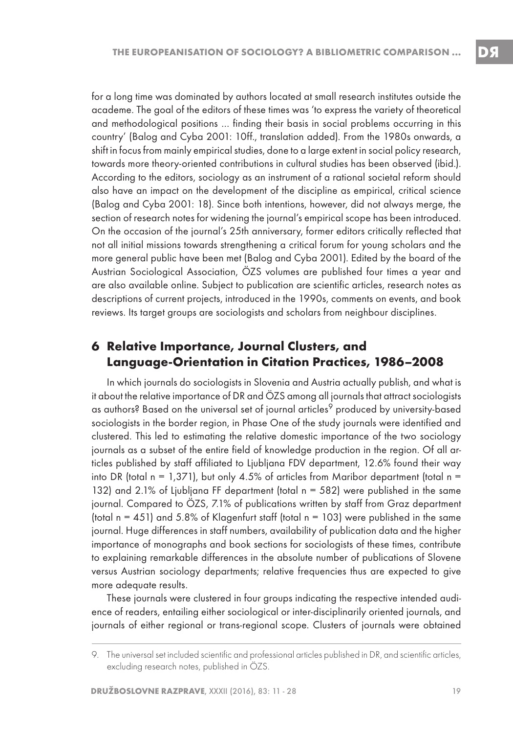for a long time was dominated by authors located at small research institutes outside the academe. The goal of the editors of these times was 'to express the variety of theoretical and methodological positions … finding their basis in social problems occurring in this country' (Balog and Cyba 2001: 10ff., translation added). From the 1980s onwards, a shift in focus from mainly empirical studies, done to a large extent in social policy research, towards more theory-oriented contributions in cultural studies has been observed (ibid.). According to the editors, sociology as an instrument of a rational societal reform should also have an impact on the development of the discipline as empirical, critical science (Balog and Cyba 2001: 18). Since both intentions, however, did not always merge, the section of research notes for widening the journal's empirical scope has been introduced. On the occasion of the journal's 25th anniversary, former editors critically reflected that not all initial missions towards strengthening a critical forum for young scholars and the more general public have been met (Balog and Cyba 2001). Edited by the board of the Austrian Sociological Association, ÖZS volumes are published four times a year and are also available online. Subject to publication are scientific articles, research notes as descriptions of current projects, introduced in the 1990s, comments on events, and book reviews. Its target groups are sociologists and scholars from neighbour disciplines.

## 6 Relative Importance, Journal Clusters, and Language-Orientation in Citation Practices, 1986–2008

In which journals do sociologists in Slovenia and Austria actually publish, and what is it about the relative importance of DR and ÖZS among all journals that attract sociologists as authors? Based on the universal set of journal articles[9] produced by university-based sociologists in the border region, in Phase One of the study journals were identified and clustered. This led to estimating the relative domestic importance of the two sociology journals as a subset of the entire field of knowledge production in the region. Of all articles published by staff affiliated to Ljubljana FDV department, 12.6% found their way into DR (total n = 1,371), but only 4.5% of articles from Maribor department (total n = 132) and 2.1% of Ljubljana FF department (total n = 582) were published in the same journal. Compared to ÖZS, 7.1% of publications written by staff from Graz department (total n = 451) and 5.8% of Klagenfurt staff (total n = 103) were published in the same journal. Huge differences in staff numbers, availability of publication data and the higher importance of monographs and book sections for sociologists of these times, contribute to explaining remarkable differences in the absolute number of publications of Slovene versus Austrian sociology departments; relative frequencies thus are expected to give more adequate results.

These journals were clustered in four groups indicating the respective intended audience of readers, entailing either sociological or inter-disciplinarily oriented journals, and journals of either regional or trans-regional scope. Clusters of journals were obtained

9. The universal set included scientific and professional articles published in DR, and scientific articles, excluding research notes, published in ÖZS.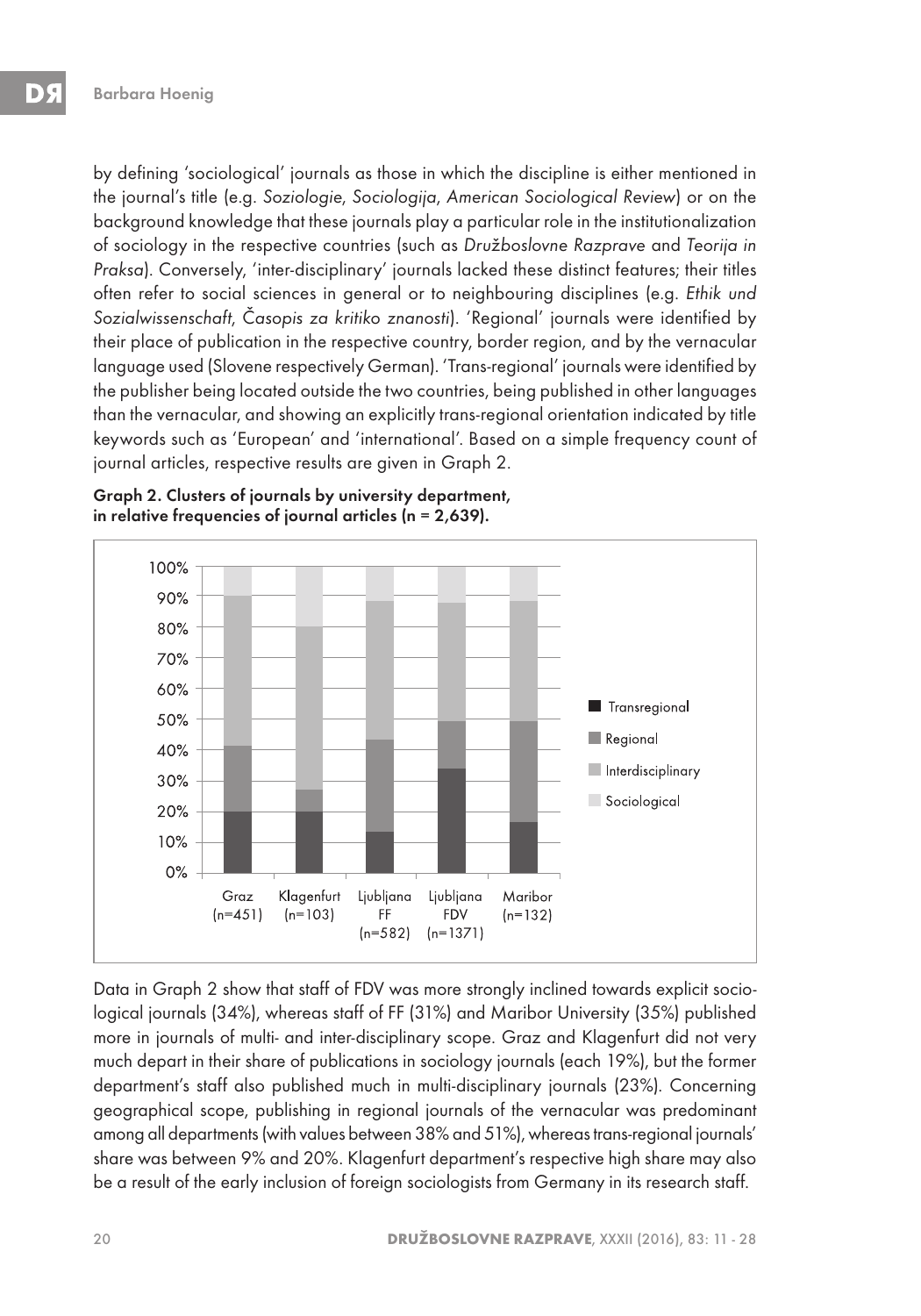by defining 'sociological' journals as those in which the discipline is either mentioned in the journal's title (e.g. *Soziologie*, *Sociologija*, *American Sociological Review*) or on the background knowledge that these journals play a particular role in the institutionalization of sociology in the respective countries (such as *Družboslovne Razprave* and *Teorija in Praksa*). Conversely, 'inter-disciplinary' journals lacked these distinct features; their titles often refer to social sciences in general or to neighbouring disciplines (e.g. *Ethik und Sozialwissenschaft*, *Časopis za kritiko znanosti*). 'Regional' journals were identified by their place of publication in the respective country, border region, and by the vernacular language used (Slovene respectively German). 'Trans-regional' journals were identified by the publisher being located outside the two countries, being published in other languages than the vernacular, and showing an explicitly trans-regional orientation indicated by title keywords such as 'European' and 'international'. Based on a simple frequency count of journal articles, respective results are given in Graph 2.

**Graph 2. Clusters of journals by university department, in relative frequencies of journal articles (n = 2,639).**

Data in Graph 2 show that staff of FDV was more strongly inclined towards explicit sociological journals (34%), whereas staff of FF (31%) and Maribor University (35%) published more in journals of multi- and inter-disciplinary scope. Graz and Klagenfurt did not very much depart in their share of publications in sociology journals (each 19%), but the former department's staff also published much in multi-disciplinary journals (23%). Concerning geographical scope, publishing in regional journals of the vernacular was predominant among all departments (with values between 38% and 51%), whereas trans-regional journals' share was between 9% and 20%. Klagenfurt department's respective high share may also be a result of the early inclusion of foreign sociologists from Germany in its research staff.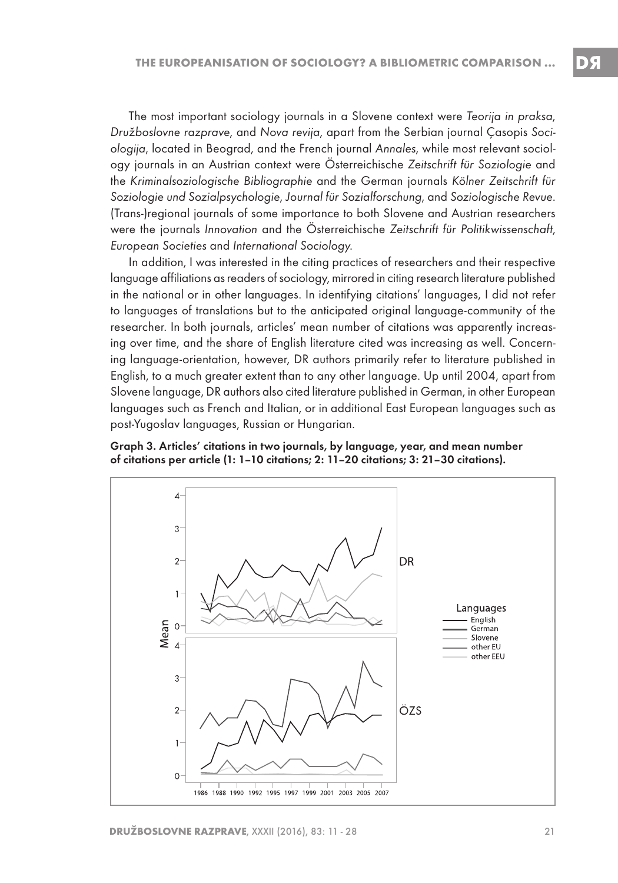The most important sociology journals in a Slovene context were *Teorija in praksa*, *Družboslovne razprave*, and *Nova revija*, apart from the Serbian journal Çasopis *Sociologija*, located in Beograd, and the French journal *Annales*, while most relevant sociology journals in an Austrian context were Österreichische *Zeitschrift für Soziologie* and the *Kriminalsoziologische Bibliographie* and the German journals *Kölner Zeitschrift für Soziologie und Sozialpsychologie*, *Journal für Sozialforschung*, and *Soziologische Revue*. (Trans-)regional journals of some importance to both Slovene and Austrian researchers were the journals *Innovation* and the Österreichische *Zeitschrift für Politikwissenschaft*, *European Societies* and *International Sociology*.

In addition, I was interested in the citing practices of researchers and their respective language affiliations as readers of sociology, mirrored in citing research literature published in the national or in other languages. In identifying citations' languages, I did not refer to languages of translations but to the anticipated original language-community of the researcher. In both journals, articles' mean number of citations was apparently increasing over time, and the share of English literature cited was increasing as well. Concerning language-orientation, however, DR authors primarily refer to literature published in English, to a much greater extent than to any other language. Up until 2004, apart from Slovene language, DR authors also cited literature published in German, in other European languages such as French and Italian, or in additional East European languages such as post-Yugoslav languages, Russian or Hungarian.

**Graph 3. Articles' citations in two journals, by language, year, and mean number of citations per article (1: 1–10 citations; 2: 11–20 citations; 3: 21–30 citations).**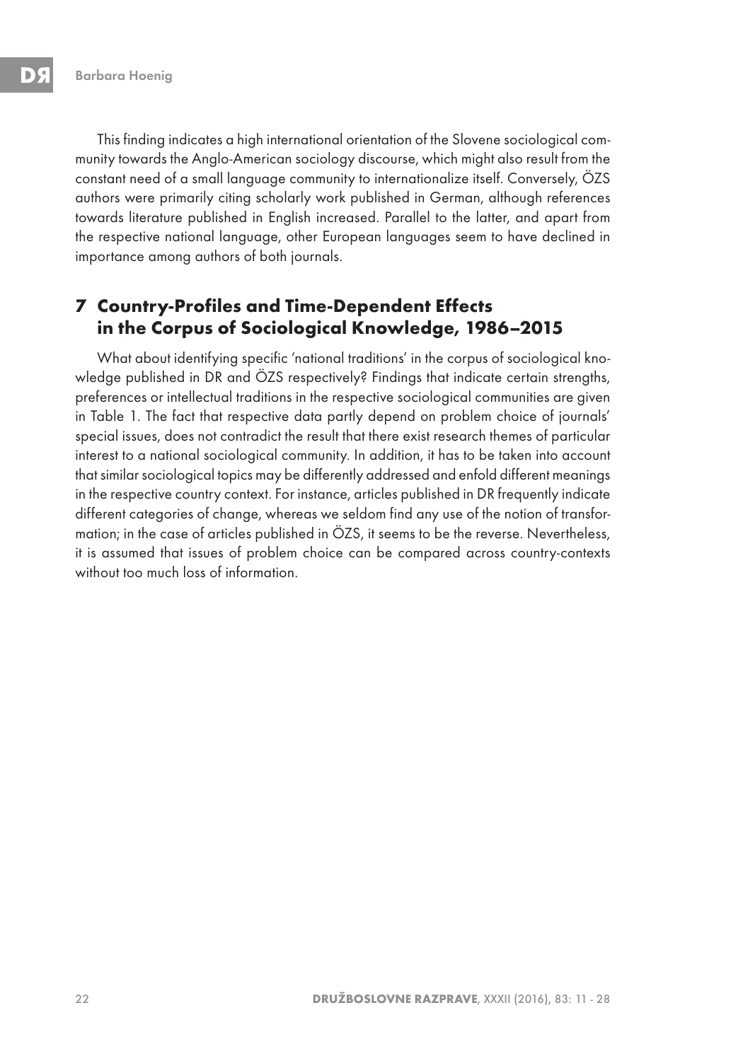This finding indicates a high international orientation of the Slovene sociological community towards the Anglo-American sociology discourse, which might also result from the constant need of a small language community to internationalize itself. Conversely, ÖZS authors were primarily citing scholarly work published in German, although references towards literature published in English increased. Parallel to the latter, and apart from the respective national language, other European languages seem to have declined in importance among authors of both journals.

## 7 Country-Profiles and Time-Dependent Effects in the Corpus of Sociological Knowledge, 1986–2015

What about identifying specific 'national traditions' in the corpus of sociological knowledge published in DR and ÖZS respectively? Findings that indicate certain strengths, preferences or intellectual traditions in the respective sociological communities are given in Table 1. The fact that respective data partly depend on problem choice of journals' special issues, does not contradict the result that there exist research themes of particular interest to a national sociological community. In addition, it has to be taken into account that similar sociological topics may be differently addressed and enfold different meanings in the respective country context. For instance, articles published in DR frequently indicate different categories of change, whereas we seldom find any use of the notion of transformation; in the case of articles published in ÖZS, it seems to be the reverse. Nevertheless, it is assumed that issues of problem choice can be compared across country-contexts without too much loss of information.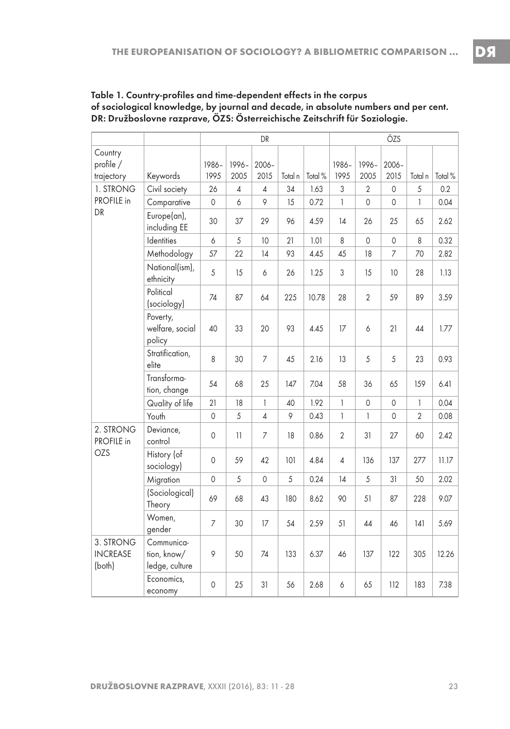**Table 1. Country-profiles and time-dependent effects in the corpus of sociological knowledge, by journal and decade, in absolute numbers and per cent. DR: Družboslovne razprave, ÖZS: Österreichische Zeitschrift für Soziologie.**

| | | DR | | | | | ÖZS | | | | |
|---|---|---|---|---|---|---|---|---|---|---|---|
| Country profile / trajectory | Keywords | 1986-1995 | 1996-2005 | 2006-2015 | Total n | Total % | 1986-1995 | 1996-2005 | 2006-2015 | Total n | Total % |
| 1. STRONG PROFILE in DR | Civil society | 26 | 4 | 4 | 34 | 1.63 | 3 | 2 | 0 | 5 | 0.2 |
| | Comparative | 0 | 6 | 9 | 15 | 0.72 | 1 | 0 | 0 | 1 | 0.04 |
| | Europe(an), including EE | 30 | 37 | 29 | 96 | 4.59 | 14 | 26 | 25 | 65 | 2.62 |
| | Identities | 6 | 5 | 10 | 21 | 1.01 | 8 | 0 | 0 | 8 | 0.32 |
| | Methodology | 57 | 22 | 14 | 93 | 4.45 | 45 | 18 | 7 | 70 | 2.82 |
| | National(ism), ethnicity | 5 | 15 | 6 | 26 | 1.25 | 3 | 15 | 10 | 28 | 1.13 |
| | Political (sociology) | 74 | 87 | 64 | 225 | 10.78 | 28 | 2 | 59 | 89 | 3.59 |
| | Poverty, welfare, social policy | 40 | 33 | 20 | 93 | 4.45 | 17 | 6 | 21 | 44 | 1.77 |
| | Stratification, elite | 8 | 30 | 7 | 45 | 2.16 | 13 | 5 | 5 | 23 | 0.93 |
| | Transformation, change | 54 | 68 | 25 | 147 | 7.04 | 58 | 36 | 65 | 159 | 6.41 |
| | Quality of life | 21 | 18 | 1 | 40 | 1.92 | 1 | 0 | 0 | 1 | 0.04 |
| | Youth | 0 | 5 | 4 | 9 | 0.43 | 1 | 1 | 0 | 2 | 0.08 |
| 2. STRONG PROFILE in OZS | Deviance, control | 0 | 11 | 7 | 18 | 0.86 | 2 | 31 | 27 | 60 | 2.42 |
| | History (of sociology) | 0 | 59 | 42 | 101 | 4.84 | 4 | 136 | 137 | 277 | 11.17 |
| | Migration | 0 | 5 | 0 | 5 | 0.24 | 14 | 5 | 31 | 50 | 2.02 |
| | (Sociological) Theory | 69 | 68 | 43 | 180 | 8.62 | 90 | 51 | 87 | 228 | 9.07 |
| | Women, gender | 7 | 30 | 17 | 54 | 2.59 | 51 | 44 | 46 | 141 | 5.69 |
| 3. STRONG INCREASE (both) | Communication, know/ledge, culture | 9 | 50 | 74 | 133 | 6.37 | 46 | 137 | 122 | 305 | 12.26 |
| | Economics, economy | 0 | 25 | 31 | 56 | 2.68 | 6 | 65 | 112 | 183 | 7.38 |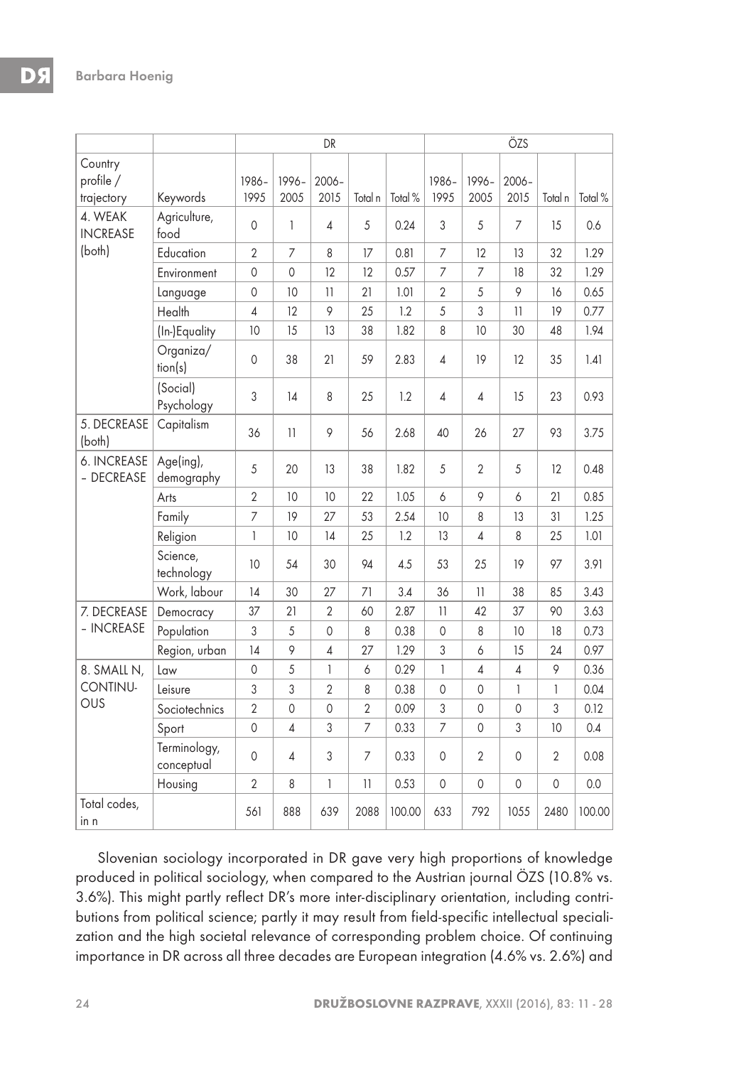| | | DR | | | | | ÖZS | | | | |
|---|---|---|---|---|---|---|---|---|---|---|---|
| Country profile / trajectory | Keywords | 1986–1995 | 1996–2005 | 2006–2015 | Total n | Total % | 1986–1995 | 1996–2005 | 2006–2015 | Total n | Total % |
| 4. WEAK INCREASE (both) | Agriculture, food | 0 | 1 | 4 | 5 | 0.24 | 3 | 5 | 7 | 15 | 0.6 |
| | Education | 2 | 7 | 8 | 17 | 0.81 | 7 | 12 | 13 | 32 | 1.29 |
| | Environment | 0 | 0 | 12 | 12 | 0.57 | 7 | 7 | 18 | 32 | 1.29 |
| | Language | 0 | 10 | 11 | 21 | 1.01 | 2 | 5 | 9 | 16 | 0.65 |
| | Health | 4 | 12 | 9 | 25 | 1.2 | 5 | 3 | 11 | 19 | 0.77 |
| | (In-)Equality | 10 | 15 | 13 | 38 | 1.82 | 8 | 10 | 30 | 48 | 1.94 |
| | Organiza/tion(s) | 0 | 38 | 21 | 59 | 2.83 | 4 | 19 | 12 | 35 | 1.41 |
| | (Social) Psychology | 3 | 14 | 8 | 25 | 1.2 | 4 | 4 | 15 | 23 | 0.93 |
| 5. DECREASE (both) | Capitalism | 36 | 11 | 9 | 56 | 2.68 | 40 | 26 | 27 | 93 | 3.75 |
| 6. INCREASE – DECREASE | Age(ing), demography | 5 | 20 | 13 | 38 | 1.82 | 5 | 2 | 5 | 12 | 0.48 |
| | Arts | 2 | 10 | 10 | 22 | 1.05 | 6 | 9 | 6 | 21 | 0.85 |
| | Family | 7 | 19 | 27 | 53 | 2.54 | 10 | 8 | 13 | 31 | 1.25 |
| | Religion | 1 | 10 | 14 | 25 | 1.2 | 13 | 4 | 8 | 25 | 1.01 |
| | Science, technology | 10 | 54 | 30 | 94 | 4.5 | 53 | 25 | 19 | 97 | 3.91 |
| | Work, labour | 14 | 30 | 27 | 71 | 3.4 | 36 | 11 | 38 | 85 | 3.43 |
| 7. DECREASE – INCREASE | Democracy | 37 | 21 | 2 | 60 | 2.87 | 11 | 42 | 37 | 90 | 3.63 |
| | Population | 3 | 5 | 0 | 8 | 0.38 | 0 | 8 | 10 | 18 | 0.73 |
| | Region, urban | 14 | 9 | 4 | 27 | 1.29 | 3 | 6 | 15 | 24 | 0.97 |
| 8. SMALL N, CONTINUOUS | Law | 0 | 5 | 1 | 6 | 0.29 | 1 | 4 | 4 | 9 | 0.36 |
| | Leisure | 3 | 3 | 2 | 8 | 0.38 | 0 | 0 | 1 | 1 | 0.04 |
| | Sociotechnics | 2 | 0 | 0 | 2 | 0.09 | 3 | 0 | 0 | 3 | 0.12 |
| | Sport | 0 | 4 | 3 | 7 | 0.33 | 7 | 0 | 3 | 10 | 0.4 |
| | Terminology, conceptual | 0 | 4 | 3 | 7 | 0.33 | 0 | 2 | 0 | 2 | 0.08 |
| | Housing | 2 | 8 | 1 | 11 | 0.53 | 0 | 0 | 0 | 0 | 0.0 |
| Total codes, in n | | 561 | 888 | 639 | 2088 | 100.00 | 633 | 792 | 1055 | 2480 | 100.00 |

Slovenian sociology incorporated in DR gave very high proportions of knowledge produced in political sociology, when compared to the Austrian journal ÖZS (10.8% vs. 3.6%). This might partly reflect DR's more inter-disciplinary orientation, including contributions from political science; partly it may result from field-specific intellectual specialization and the high societal relevance of corresponding problem choice. Of continuing importance in DR across all three decades are European integration (4.6% vs. 2.6%) and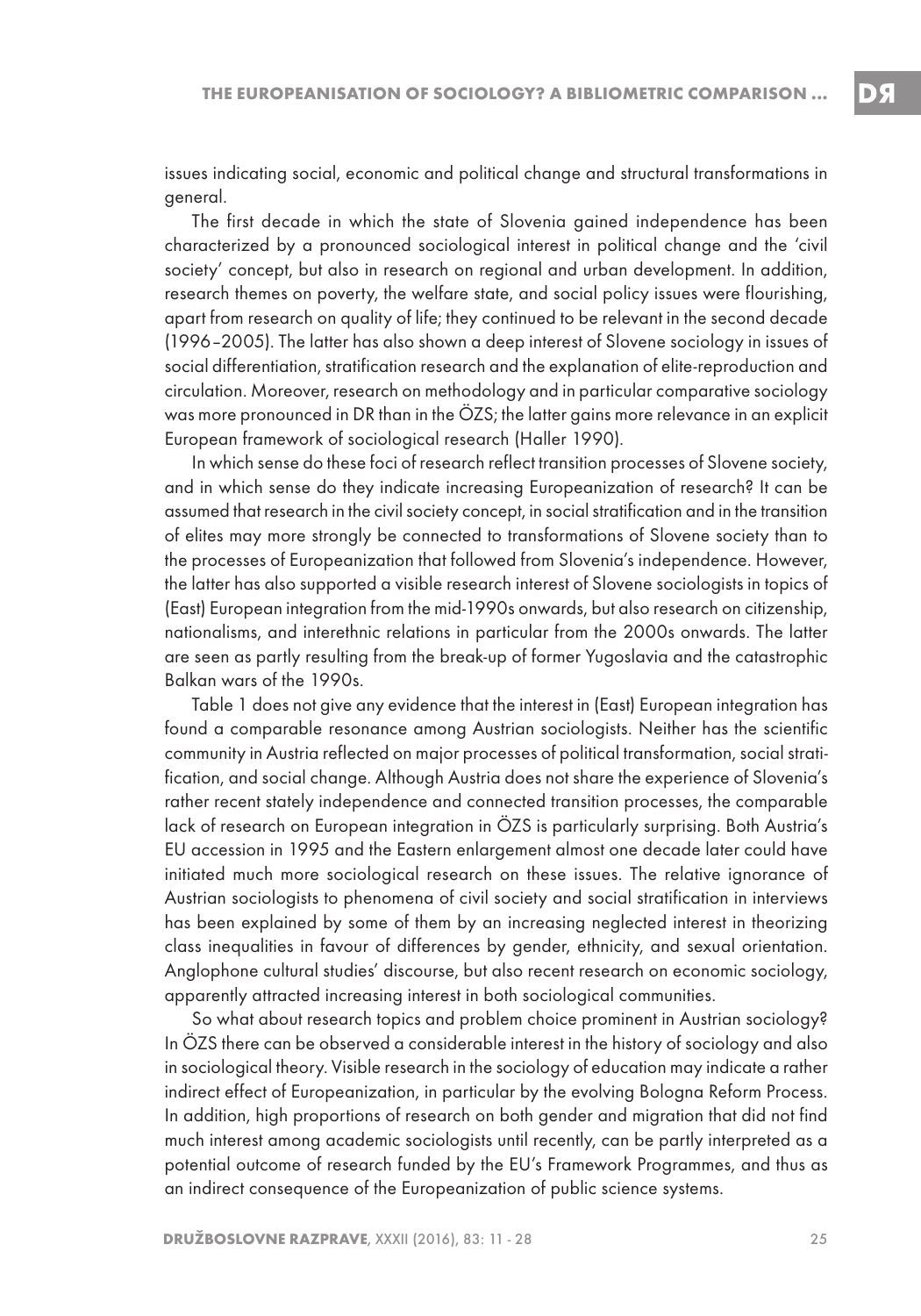issues indicating social, economic and political change and structural transformations in general.

The first decade in which the state of Slovenia gained independence has been characterized by a pronounced sociological interest in political change and the 'civil society' concept, but also in research on regional and urban development. In addition, research themes on poverty, the welfare state, and social policy issues were flourishing, apart from research on quality of life; they continued to be relevant in the second decade (1996–2005). The latter has also shown a deep interest of Slovene sociology in issues of social differentiation, stratification research and the explanation of elite-reproduction and circulation. Moreover, research on methodology and in particular comparative sociology was more pronounced in DR than in the ÖZS; the latter gains more relevance in an explicit European framework of sociological research (Haller 1990).

In which sense do these foci of research reflect transition processes of Slovene society, and in which sense do they indicate increasing Europeanization of research? It can be assumed that research in the civil society concept, in social stratification and in the transition of elites may more strongly be connected to transformations of Slovene society than to the processes of Europeanization that followed from Slovenia's independence. However, the latter has also supported a visible research interest of Slovene sociologists in topics of (East) European integration from the mid-1990s onwards, but also research on citizenship, nationalisms, and interethnic relations in particular from the 2000s onwards. The latter are seen as partly resulting from the break-up of former Yugoslavia and the catastrophic Balkan wars of the 1990s.

Table 1 does not give any evidence that the interest in (East) European integration has found a comparable resonance among Austrian sociologists. Neither has the scientific community in Austria reflected on major processes of political transformation, social stratification, and social change. Although Austria does not share the experience of Slovenia's rather recent stately independence and connected transition processes, the comparable lack of research on European integration in ÖZS is particularly surprising. Both Austria's EU accession in 1995 and the Eastern enlargement almost one decade later could have initiated much more sociological research on these issues. The relative ignorance of Austrian sociologists to phenomena of civil society and social stratification in interviews has been explained by some of them by an increasing neglected interest in theorizing class inequalities in favour of differences by gender, ethnicity, and sexual orientation. Anglophone cultural studies' discourse, but also recent research on economic sociology, apparently attracted increasing interest in both sociological communities.

So what about research topics and problem choice prominent in Austrian sociology? In ÖZS there can be observed a considerable interest in the history of sociology and also in sociological theory. Visible research in the sociology of education may indicate a rather indirect effect of Europeanization, in particular by the evolving Bologna Reform Process. In addition, high proportions of research on both gender and migration that did not find much interest among academic sociologists until recently, can be partly interpreted as a potential outcome of research funded by the EU's Framework Programmes, and thus as an indirect consequence of the Europeanization of public science systems.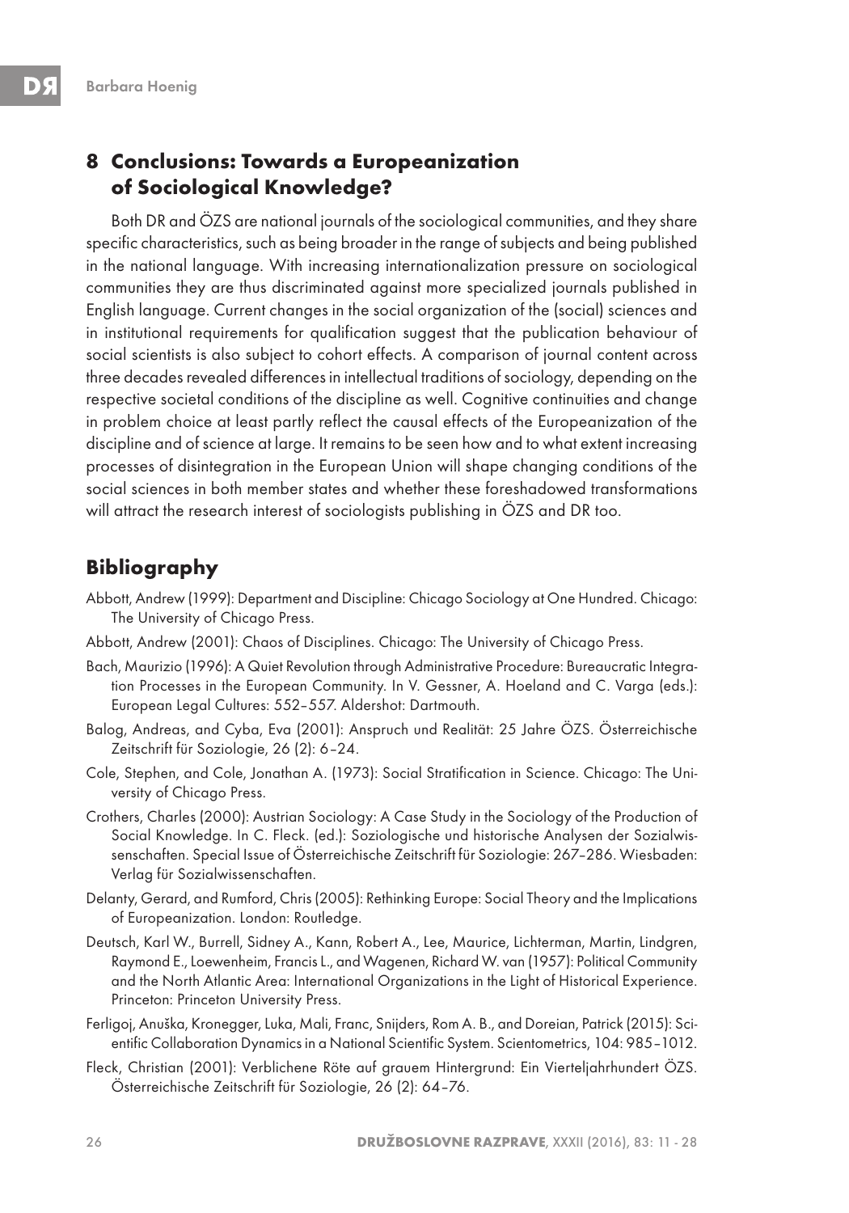## 8 Conclusions: Towards a Europeanization of Sociological Knowledge?

Both DR and ÖZS are national journals of the sociological communities, and they share specific characteristics, such as being broader in the range of subjects and being published in the national language. With increasing internationalization pressure on sociological communities they are thus discriminated against more specialized journals published in English language. Current changes in the social organization of the (social) sciences and in institutional requirements for qualification suggest that the publication behaviour of social scientists is also subject to cohort effects. A comparison of journal content across three decades revealed differences in intellectual traditions of sociology, depending on the respective societal conditions of the discipline as well. Cognitive continuities and change in problem choice at least partly reflect the causal effects of the Europeanization of the discipline and of science at large. It remains to be seen how and to what extent increasing processes of disintegration in the European Union will shape changing conditions of the social sciences in both member states and whether these foreshadowed transformations will attract the research interest of sociologists publishing in ÖZS and DR too.

## Bibliography

Abbott, Andrew (1999): Department and Discipline: Chicago Sociology at One Hundred. Chicago: The University of Chicago Press.

Abbott, Andrew (2001): Chaos of Disciplines. Chicago: The University of Chicago Press.

Bach, Maurizio (1996): A Quiet Revolution through Administrative Procedure: Bureaucratic Integration Processes in the European Community. In V. Gessner, A. Hoeland and C. Varga (eds.): European Legal Cultures: 552–557. Aldershot: Dartmouth.

Balog, Andreas, and Cyba, Eva (2001): Anspruch und Realität: 25 Jahre ÖZS. Österreichische Zeitschrift für Soziologie, 26 (2): 6–24.

Cole, Stephen, and Cole, Jonathan A. (1973): Social Stratification in Science. Chicago: The University of Chicago Press.

Crothers, Charles (2000): Austrian Sociology: A Case Study in the Sociology of the Production of Social Knowledge. In C. Fleck. (ed.): Soziologische und historische Analysen der Sozialwissenschaften. Special Issue of Österreichische Zeitschrift für Soziologie: 267–286. Wiesbaden: Verlag für Sozialwissenschaften.

Delanty, Gerard, and Rumford, Chris (2005): Rethinking Europe: Social Theory and the Implications of Europeanization. London: Routledge.

Deutsch, Karl W., Burrell, Sidney A., Kann, Robert A., Lee, Maurice, Lichterman, Martin, Lindgren, Raymond E., Loewenheim, Francis L., and Wagenen, Richard W. van (1957): Political Community and the North Atlantic Area: International Organizations in the Light of Historical Experience. Princeton: Princeton University Press.

Ferligoj, Anuška, Kronegger, Luka, Mali, Franc, Snijders, Rom A. B., and Doreian, Patrick (2015): Scientific Collaboration Dynamics in a National Scientific System. Scientometrics, 104: 985–1012.

Fleck, Christian (2001): Verblichene Röte auf grauem Hintergrund: Ein Vierteljahrhundert ÖZS. Österreichische Zeitschrift für Soziologie, 26 (2): 64–76.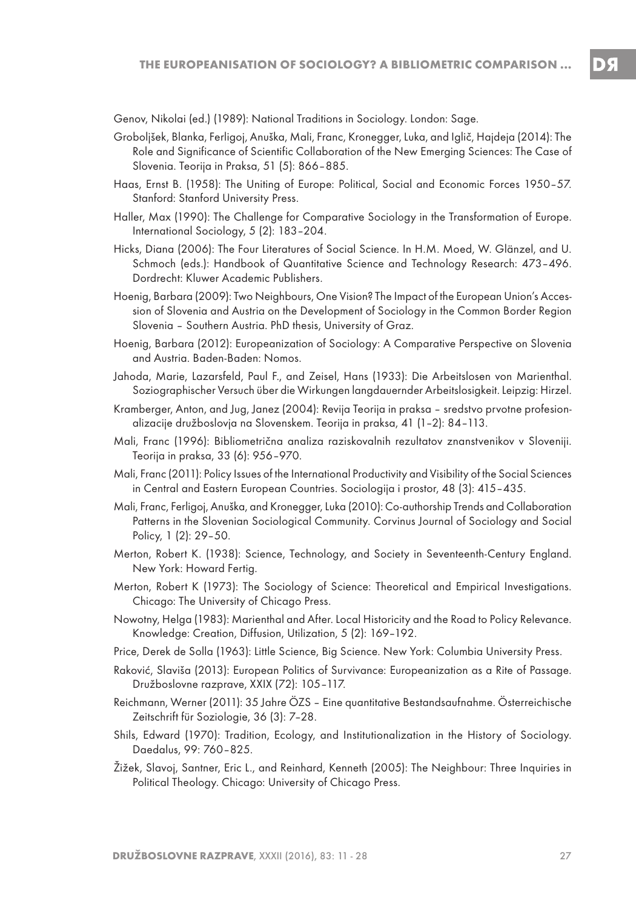Genov, Nikolai (ed.) (1989): National Traditions in Sociology. London: Sage.

Groboljšek, Blanka, Ferligoj, Anuška, Mali, Franc, Kronegger, Luka, and Iglič, Hajdeja (2014): The Role and Significance of Scientific Collaboration of the New Emerging Sciences: The Case of Slovenia. Teorija in Praksa, 51 (5): 866–885.

Haas, Ernst B. (1958): The Uniting of Europe: Political, Social and Economic Forces 1950–57. Stanford: Stanford University Press.

Haller, Max (1990): The Challenge for Comparative Sociology in the Transformation of Europe. International Sociology, 5 (2): 183–204.

Hicks, Diana (2006): The Four Literatures of Social Science. In H.M. Moed, W. Glänzel, and U. Schmoch (eds.): Handbook of Quantitative Science and Technology Research: 473–496. Dordrecht: Kluwer Academic Publishers.

Hoenig, Barbara (2009): Two Neighbours, One Vision? The Impact of the European Union's Accession of Slovenia and Austria on the Development of Sociology in the Common Border Region Slovenia – Southern Austria. PhD thesis, University of Graz.

Hoenig, Barbara (2012): Europeanization of Sociology: A Comparative Perspective on Slovenia and Austria. Baden-Baden: Nomos.

Jahoda, Marie, Lazarsfeld, Paul F., and Zeisel, Hans (1933): Die Arbeitslosen von Marienthal. Soziographischer Versuch über die Wirkungen langdauernder Arbeitslosigkeit. Leipzig: Hirzel.

Kramberger, Anton, and Jug, Janez (2004): Revija Teorija in praksa – sredstvo prvotne profesionalizacije družboslovja na Slovenskem. Teorija in praksa, 41 (1–2): 84–113.

Mali, Franc (1996): Bibliometrična analiza raziskovalnih rezultatov znanstvenikov v Sloveniji. Teorija in praksa, 33 (6): 956–970.

Mali, Franc (2011): Policy Issues of the International Productivity and Visibility of the Social Sciences in Central and Eastern European Countries. Sociologija i prostor, 48 (3): 415–435.

Mali, Franc, Ferligoj, Anuška, and Kronegger, Luka (2010): Co-authorship Trends and Collaboration Patterns in the Slovenian Sociological Community. Corvinus Journal of Sociology and Social Policy, 1 (2): 29–50.

Merton, Robert K. (1938): Science, Technology, and Society in Seventeenth-Century England. New York: Howard Fertig.

Merton, Robert K (1973): The Sociology of Science: Theoretical and Empirical Investigations. Chicago: The University of Chicago Press.

Nowotny, Helga (1983): Marienthal and After. Local Historicity and the Road to Policy Relevance. Knowledge: Creation, Diffusion, Utilization, 5 (2): 169–192.

Price, Derek de Solla (1963): Little Science, Big Science. New York: Columbia University Press.

Raković, Slaviša (2013): European Politics of Survivance: Europeanization as a Rite of Passage. Družboslovne razprave, XXIX (72): 105–117.

Reichmann, Werner (2011): 35 Jahre ÖZS – Eine quantitative Bestandsaufnahme. Österreichische Zeitschrift für Soziologie, 36 (3): 7–28.

Shils, Edward (1970): Tradition, Ecology, and Institutionalization in the History of Sociology. Daedalus, 99: 760–825.

Žižek, Slavoj, Santner, Eric L., and Reinhard, Kenneth (2005): The Neighbour: Three Inquiries in Political Theology. Chicago: University of Chicago Press.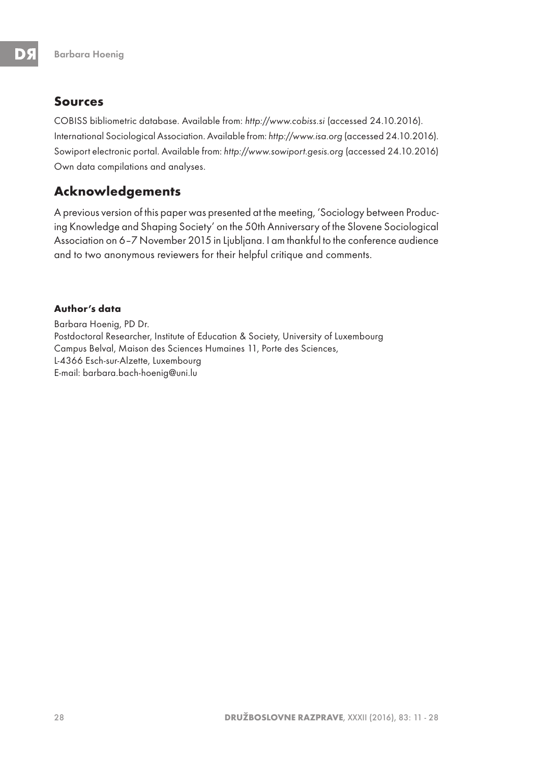## Sources

COBISS bibliometric database. Available from: *http://www.cobiss.si* (accessed 24.10.2016).

International Sociological Association. Available from: *http://www.isa.org* (accessed 24.10.2016).

Sowiport electronic portal. Available from: *http://www.sowiport.gesis.org* (accessed 24.10.2016)

Own data compilations and analyses.

## Acknowledgements

A previous version of this paper was presented at the meeting, 'Sociology between Producing Knowledge and Shaping Society' on the 50th Anniversary of the Slovene Sociological Association on 6–7 November 2015 in Ljubljana. I am thankful to the conference audience and to two anonymous reviewers for their helpful critique and comments.

**Author's data**

Barbara Hoenig, PD Dr.
Postdoctoral Researcher, Institute of Education & Society, University of Luxembourg
Campus Belval, Maison des Sciences Humaines 11, Porte des Sciences,
L-4366 Esch-sur-Alzette, Luxembourg
E-mail: barbara.bach-hoenig@uni.lu